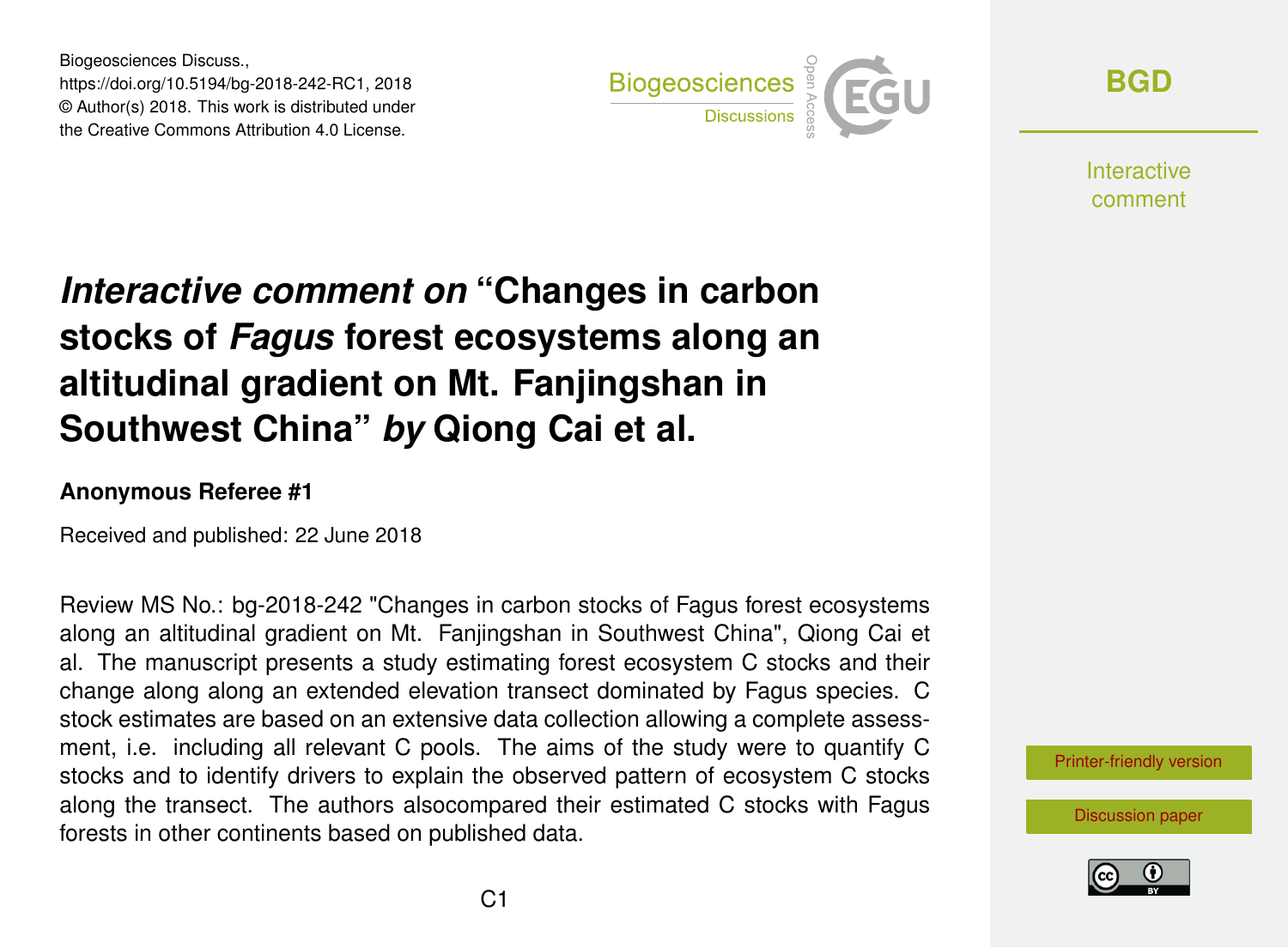# *Interactive comment on* "Changes in carbon stocks of *Fagus* forest ecosystems along an altitudinal gradient on Mt. Fanjingshan in Southwest China" *by* Qiong Cai et al.

**Anonymous Referee #1**

Received and published: 22 June 2018

Review MS No.: bg-2018-242 "Changes in carbon stocks of Fagus forest ecosystems along an altitudinal gradient on Mt. Fanjingshan in Southwest China", Qiong Cai et al. The manuscript presents a study estimating forest ecosystem C stocks and their change along along an extended elevation transect dominated by Fagus species. C stock estimates are based on an extensive data collection allowing a complete assessment, i.e. including all relevant C pools. The aims of the study were to quantify C stocks and to identify drivers to explain the observed pattern of ecosystem C stocks along the transect. The authors alsocompared their estimated C stocks with Fagus forests in other continents based on published data.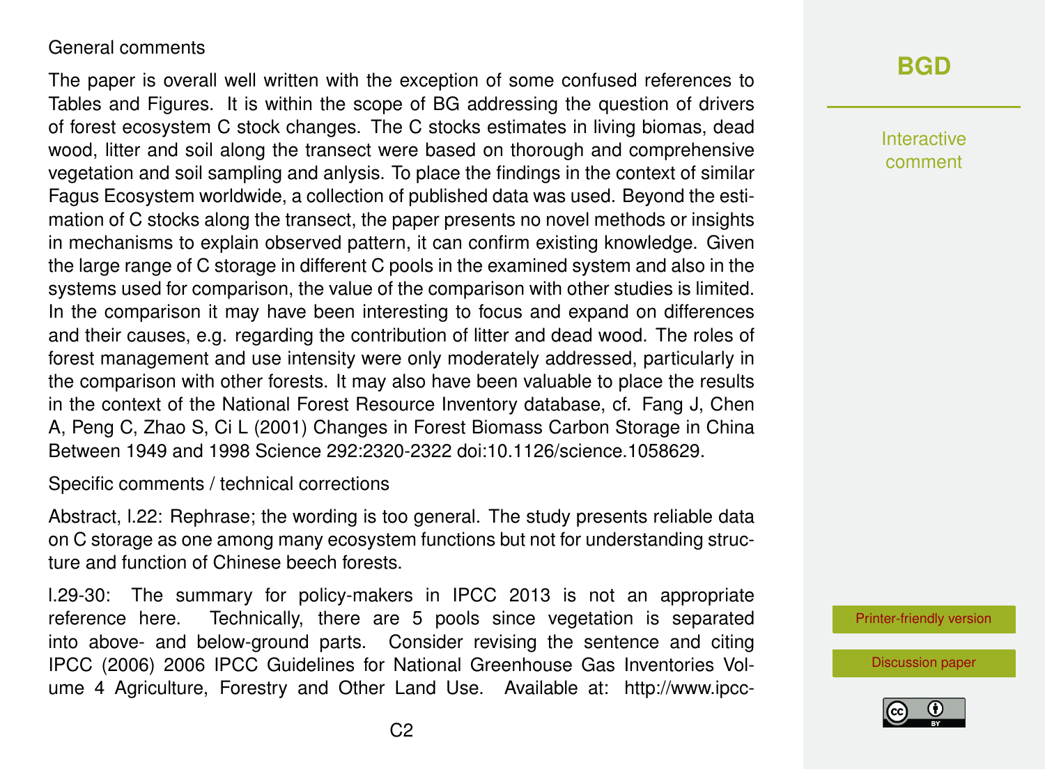General comments

The paper is overall well written with the exception of some confused references to Tables and Figures. It is within the scope of BG addressing the question of drivers of forest ecosystem C stock changes. The C stocks estimates in living biomas, dead wood, litter and soil along the transect were based on thorough and comprehensive vegetation and soil sampling and anlysis. To place the findings in the context of similar Fagus Ecosystem worldwide, a collection of published data was used. Beyond the estimation of C stocks along the transect, the paper presents no novel methods or insights in mechanisms to explain observed pattern, it can confirm existing knowledge. Given the large range of C storage in different C pools in the examined system and also in the systems used for comparison, the value of the comparison with other studies is limited. In the comparison it may have been interesting to focus and expand on differences and their causes, e.g. regarding the contribution of litter and dead wood. The roles of forest management and use intensity were only moderately addressed, particularly in the comparison with other forests. It may also have been valuable to place the results in the context of the National Forest Resource Inventory database, cf. Fang J, Chen A, Peng C, Zhao S, Ci L (2001) Changes in Forest Biomass Carbon Storage in China Between 1949 and 1998 Science 292:2320-2322 doi:10.1126/science.1058629.

Specific comments / technical corrections

Abstract, l.22: Rephrase; the wording is too general. The study presents reliable data on C storage as one among many ecosystem functions but not for understanding structure and function of Chinese beech forests.

l.29-30: The summary for policy-makers in IPCC 2013 is not an appropriate reference here. Technically, there are 5 pools since vegetation is separated into above- and below-ground parts. Consider revising the sentence and citing IPCC (2006) 2006 IPCC Guidelines for National Greenhouse Gas Inventories Volume 4 Agriculture, Forestry and Other Land Use. Available at: http://www.ipcc-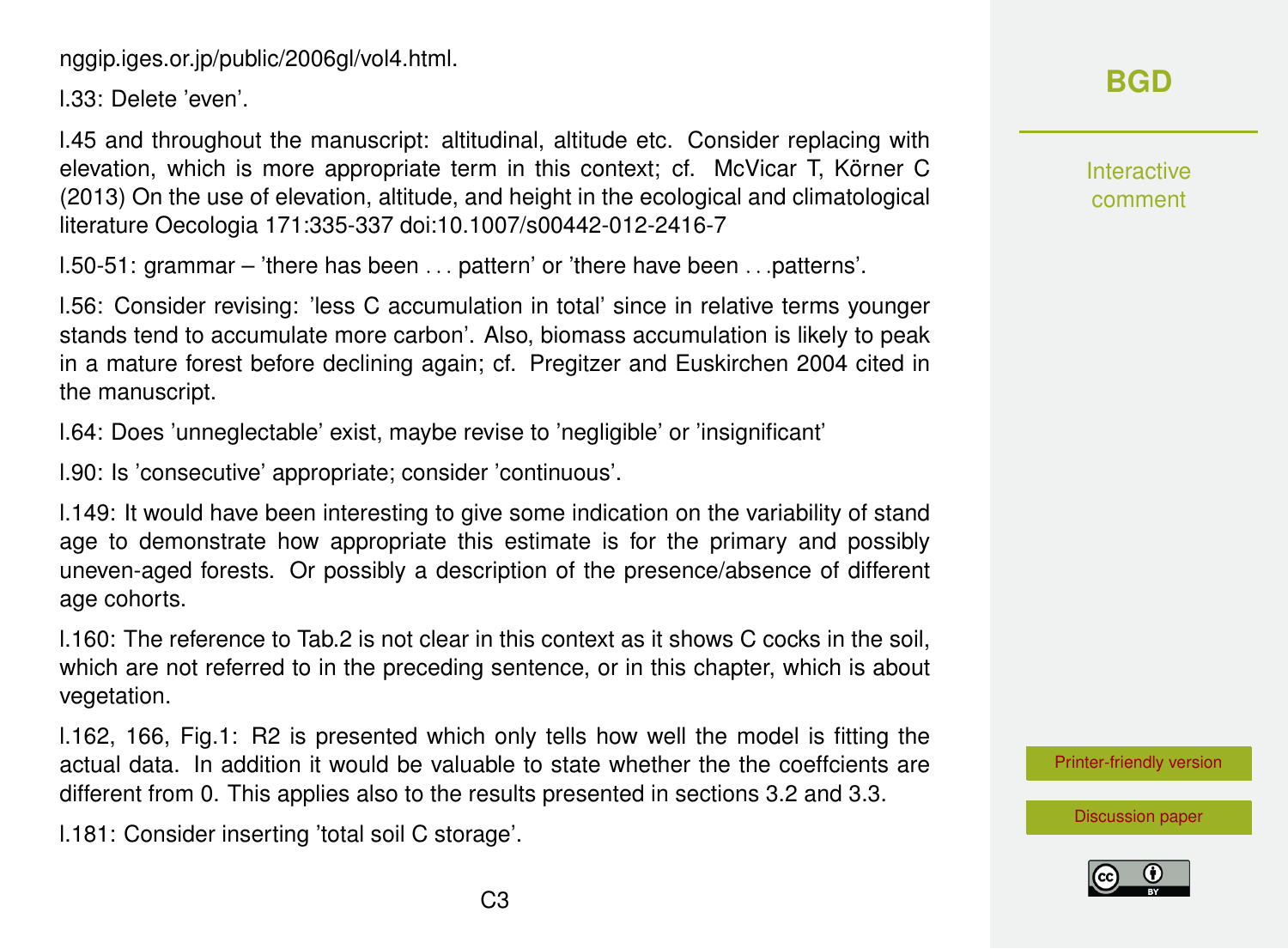nggip.iges.or.jp/public/2006gl/vol4.html.

l.33: Delete 'even'.

l.45 and throughout the manuscript: altitudinal, altitude etc. Consider replacing with elevation, which is more appropriate term in this context; cf. McVicar T, Körner C (2013) On the use of elevation, altitude, and height in the ecological and climatological literature Oecologia 171:335-337 doi:10.1007/s00442-012-2416-7

l.50-51: grammar – 'there has been . . . pattern' or 'there have been . . .patterns'.

l.56: Consider revising: 'less C accumulation in total' since in relative terms younger stands tend to accumulate more carbon'. Also, biomass accumulation is likely to peak in a mature forest before declining again; cf. Pregitzer and Euskirchen 2004 cited in the manuscript.

l.64: Does 'unneglectable' exist, maybe revise to 'negligible' or 'insignificant'

l.90: Is 'consecutive' appropriate; consider 'continuous'.

l.149: It would have been interesting to give some indication on the variability of stand age to demonstrate how appropriate this estimate is for the primary and possibly uneven-aged forests. Or possibly a description of the presence/absence of different age cohorts.

l.160: The reference to Tab.2 is not clear in this context as it shows C cocks in the soil, which are not referred to in the preceding sentence, or in this chapter, which is about vegetation.

l.162, 166, Fig.1: R2 is presented which only tells how well the model is fitting the actual data. In addition it would be valuable to state whether the the coeffcients are different from 0. This applies also to the results presented in sections 3.2 and 3.3.

l.181: Consider inserting 'total soil C storage'.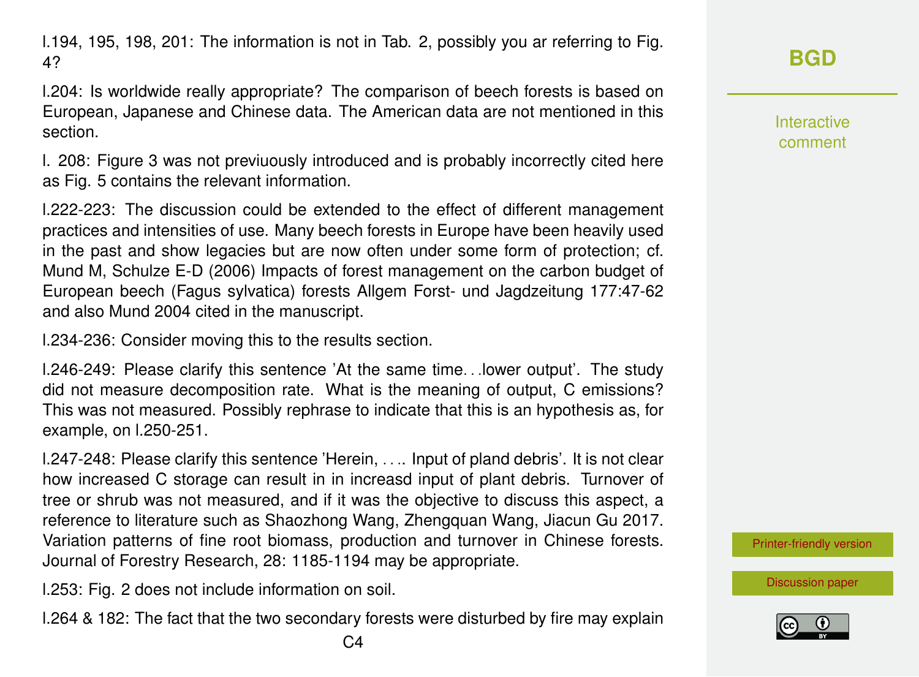l.194, 195, 198, 201: The information is not in Tab. 2, possibly you ar referring to Fig. 4?

l.204: Is worldwide really appropriate? The comparison of beech forests is based on European, Japanese and Chinese data. The American data are not mentioned in this section.

l. 208: Figure 3 was not previuously introduced and is probably incorrectly cited here as Fig. 5 contains the relevant information.

l.222-223: The discussion could be extended to the effect of different management practices and intensities of use. Many beech forests in Europe have been heavily used in the past and show legacies but are now often under some form of protection; cf. Mund M, Schulze E-D (2006) Impacts of forest management on the carbon budget of European beech (Fagus sylvatica) forests Allgem Forst- und Jagdzeitung 177:47-62 and also Mund 2004 cited in the manuscript.

l.234-236: Consider moving this to the results section.

l.246-249: Please clarify this sentence 'At the same time…lower output'. The study did not measure decomposition rate. What is the meaning of output, C emissions? This was not measured. Possibly rephrase to indicate that this is an hypothesis as, for example, on l.250-251.

l.247-248: Please clarify this sentence 'Herein, …. Input of pland debris'. It is not clear how increased C storage can result in in increasd input of plant debris. Turnover of tree or shrub was not measured, and if it was the objective to discuss this aspect, a reference to literature such as Shaozhong Wang, Zhengquan Wang, Jiacun Gu 2017. Variation patterns of fine root biomass, production and turnover in Chinese forests. Journal of Forestry Research, 28: 1185-1194 may be appropriate.

l.253: Fig. 2 does not include information on soil.

l.264 & 182: The fact that the two secondary forests were disturbed by fire may explain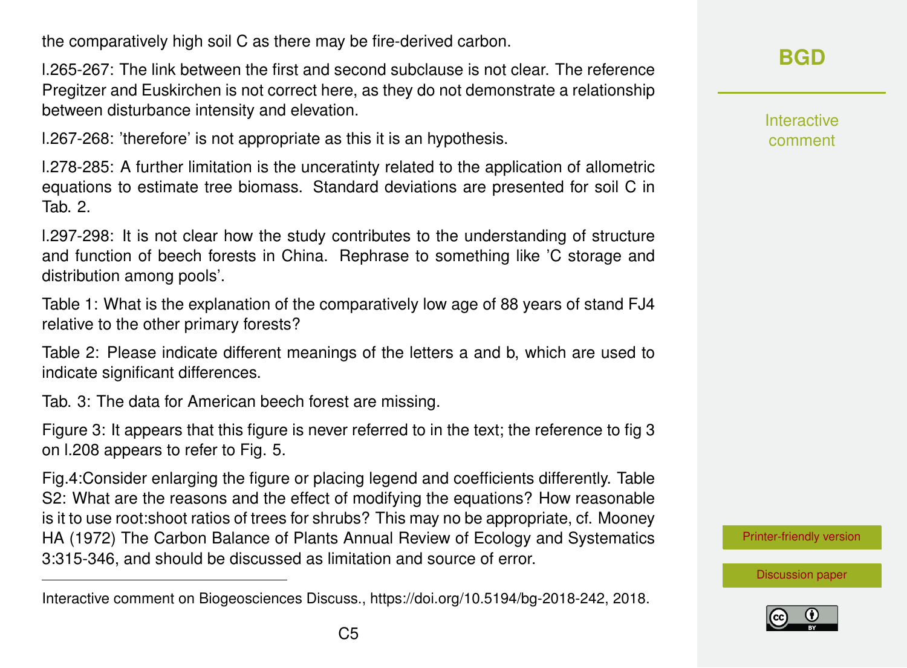the comparatively high soil C as there may be fire-derived carbon.

l.265-267: The link between the first and second subclause is not clear. The reference Pregitzer and Euskirchen is not correct here, as they do not demonstrate a relationship between disturbance intensity and elevation.

l.267-268: 'therefore' is not appropriate as this it is an hypothesis.

l.278-285: A further limitation is the unceratinty related to the application of allometric equations to estimate tree biomass. Standard deviations are presented for soil C in Tab. 2.

l.297-298: It is not clear how the study contributes to the understanding of structure and function of beech forests in China. Rephrase to something like 'C storage and distribution among pools'.

Table 1: What is the explanation of the comparatively low age of 88 years of stand FJ4 relative to the other primary forests?

Table 2: Please indicate different meanings of the letters a and b, which are used to indicate significant differences.

Tab. 3: The data for American beech forest are missing.

Figure 3: It appears that this figure is never referred to in the text; the reference to fig 3 on l.208 appears to refer to Fig. 5.

Fig.4:Consider enlarging the figure or placing legend and coefficients differently. Table S2: What are the reasons and the effect of modifying the equations? How reasonable is it to use root:shoot ratios of trees for shrubs? This may no be appropriate, cf. Mooney HA (1972) The Carbon Balance of Plants Annual Review of Ecology and Systematics 3:315-346, and should be discussed as limitation and source of error.

---

Interactive comment on Biogeosciences Discuss., https://doi.org/10.5194/bg-2018-242, 2018.